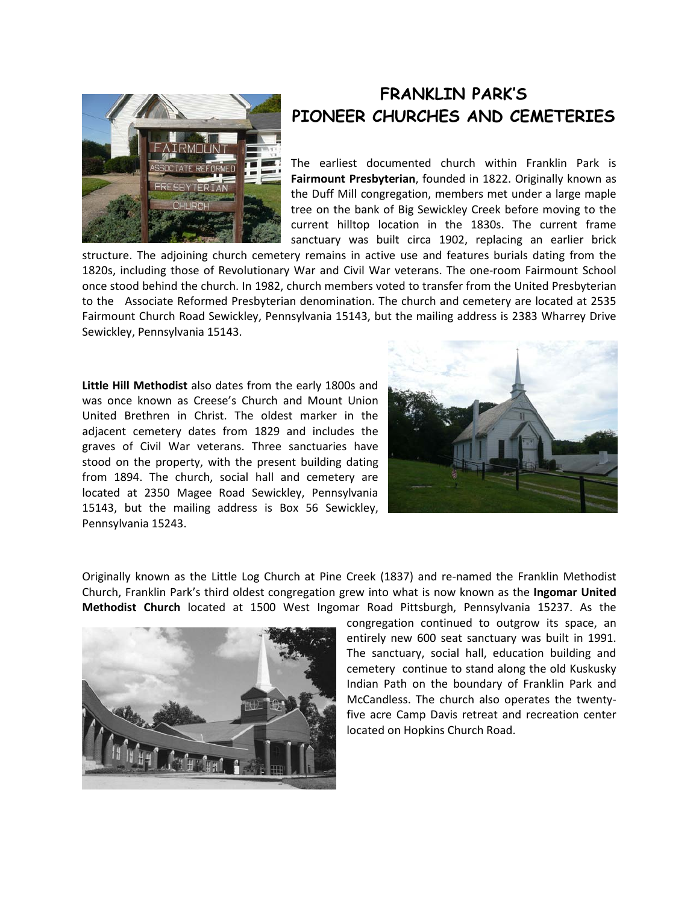# FRANKLIN PARK'S PIONEER CHURCHES AND CEMETERIES

The earliest documented church within Franklin Park is **Fairmount Presbyterian**, founded in 1822. Originally known as the Duff Mill congregation, members met under a large maple tree on the bank of Big Sewickley Creek before moving to the current hilltop location in the 1830s. The current frame sanctuary was built circa 1902, replacing an earlier brick structure. The adjoining church cemetery remains in active use and features burials dating from the 1820s, including those of Revolutionary War and Civil War veterans. The one-room Fairmount School once stood behind the church. In 1982, church members voted to transfer from the United Presbyterian to the Associate Reformed Presbyterian denomination. The church and cemetery are located at 2535 Fairmount Church Road Sewickley, Pennsylvania 15143, but the mailing address is 2383 Wharrey Drive Sewickley, Pennsylvania 15143.

**Little Hill Methodist** also dates from the early 1800s and was once known as Creese's Church and Mount Union United Brethren in Christ. The oldest marker in the adjacent cemetery dates from 1829 and includes the graves of Civil War veterans. Three sanctuaries have stood on the property, with the present building dating from 1894. The church, social hall and cemetery are located at 2350 Magee Road Sewickley, Pennsylvania 15143, but the mailing address is Box 56 Sewickley, Pennsylvania 15243.

Originally known as the Little Log Church at Pine Creek (1837) and re-named the Franklin Methodist Church, Franklin Park's third oldest congregation grew into what is now known as the **Ingomar United Methodist Church** located at 1500 West Ingomar Road Pittsburgh, Pennsylvania 15237. As the congregation continued to outgrow its space, an entirely new 600 seat sanctuary was built in 1991. The sanctuary, social hall, education building and cemetery continue to stand along the old Kuskusky Indian Path on the boundary of Franklin Park and McCandless. The church also operates the twenty-five acre Camp Davis retreat and recreation center located on Hopkins Church Road.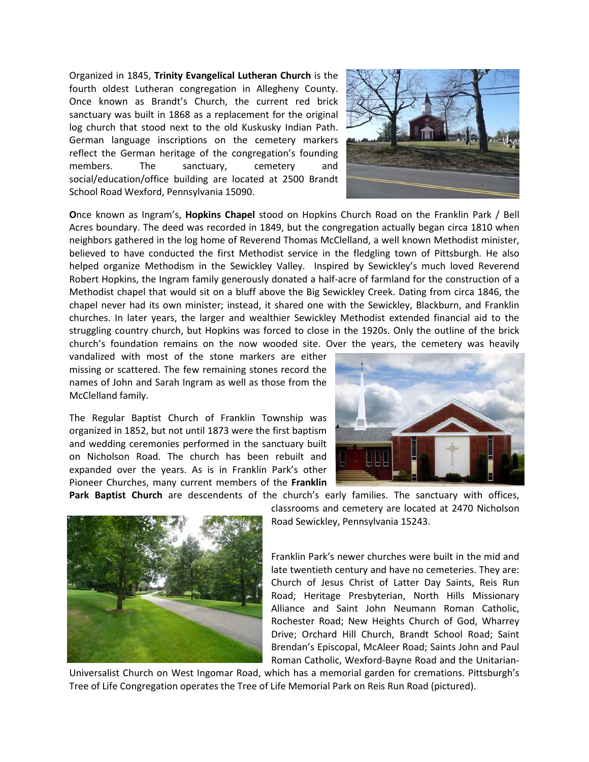Organized in 1845, **Trinity Evangelical Lutheran Church** is the fourth oldest Lutheran congregation in Allegheny County. Once known as Brandt's Church, the current red brick sanctuary was built in 1868 as a replacement for the original log church that stood next to the old Kuskusky Indian Path. German language inscriptions on the cemetery markers reflect the German heritage of the congregation's founding members. The sanctuary, cemetery and social/education/office building are located at 2500 Brandt School Road Wexford, Pennsylvania 15090.

**O**nce known as Ingram's, **Hopkins Chapel** stood on Hopkins Church Road on the Franklin Park / Bell Acres boundary. The deed was recorded in 1849, but the congregation actually began circa 1810 when neighbors gathered in the log home of Reverend Thomas McClelland, a well known Methodist minister, believed to have conducted the first Methodist service in the fledgling town of Pittsburgh. He also helped organize Methodism in the Sewickley Valley. Inspired by Sewickley's much loved Reverend Robert Hopkins, the Ingram family generously donated a half-acre of farmland for the construction of a Methodist chapel that would sit on a bluff above the Big Sewickley Creek. Dating from circa 1846, the chapel never had its own minister; instead, it shared one with the Sewickley, Blackburn, and Franklin churches. In later years, the larger and wealthier Sewickley Methodist extended financial aid to the struggling country church, but Hopkins was forced to close in the 1920s. Only the outline of the brick church's foundation remains on the now wooded site. Over the years, the cemetery was heavily vandalized with most of the stone markers are either missing or scattered. The few remaining stones record the names of John and Sarah Ingram as well as those from the McClelland family.

The Regular Baptist Church of Franklin Township was organized in 1852, but not until 1873 were the first baptism and wedding ceremonies performed in the sanctuary built on Nicholson Road. The church has been rebuilt and expanded over the years. As is in Franklin Park's other Pioneer Churches, many current members of the **Franklin Park Baptist Church** are descendents of the church's early families. The sanctuary with offices, classrooms and cemetery are located at 2470 Nicholson Road Sewickley, Pennsylvania 15243.

Franklin Park's newer churches were built in the mid and late twentieth century and have no cemeteries. They are: Church of Jesus Christ of Latter Day Saints, Reis Run Road; Heritage Presbyterian, North Hills Missionary Alliance and Saint John Neumann Roman Catholic, Rochester Road; New Heights Church of God, Wharrey Drive; Orchard Hill Church, Brandt School Road; Saint Brendan's Episcopal, McAleer Road; Saints John and Paul Roman Catholic, Wexford-Bayne Road and the Unitarian-Universalist Church on West Ingomar Road, which has a memorial garden for cremations. Pittsburgh's Tree of Life Congregation operates the Tree of Life Memorial Park on Reis Run Road (pictured).